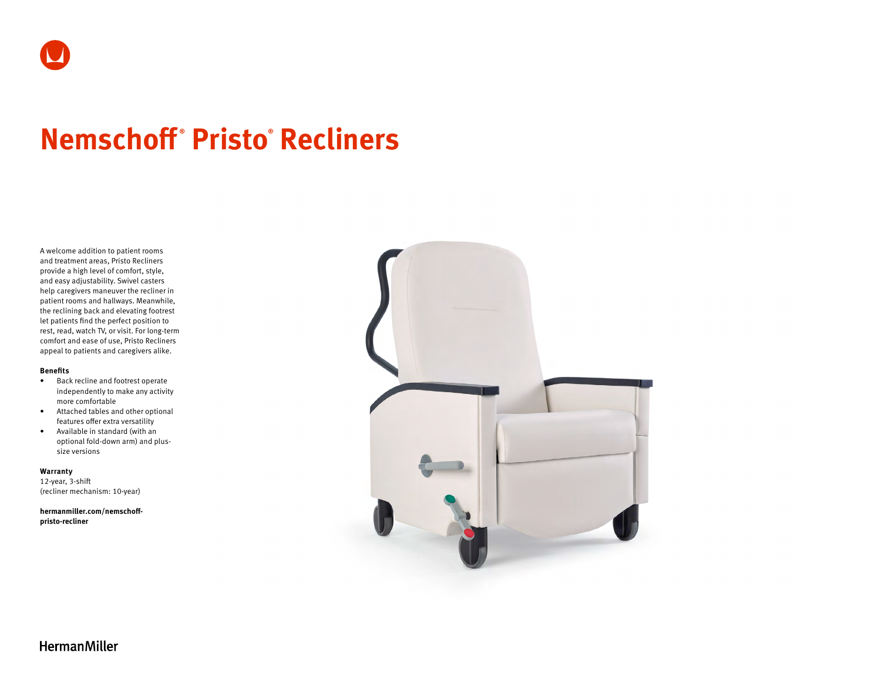# Nemschoff® Pristo® Recliners

A welcome addition to patient rooms and treatment areas, Pristo Recliners provide a high level of comfort, style, and easy adjustability. Swivel casters help caregivers maneuver the recliner in patient rooms and hallways. Meanwhile, the reclining back and elevating footrest let patients find the perfect position to rest, read, watch TV, or visit. For long-term comfort and ease of use, Pristo Recliners appeal to patients and caregivers alike.

**Benefits**

- Back recline and footrest operate independently to make any activity more comfortable
- Attached tables and other optional features offer extra versatility
- Available in standard (with an optional fold-down arm) and plus-size versions

**Warranty**

12-year, 3-shift
(recliner mechanism: 10-year)

**hermanmiller.com/nemschoff-pristo-recliner**

HermanMiller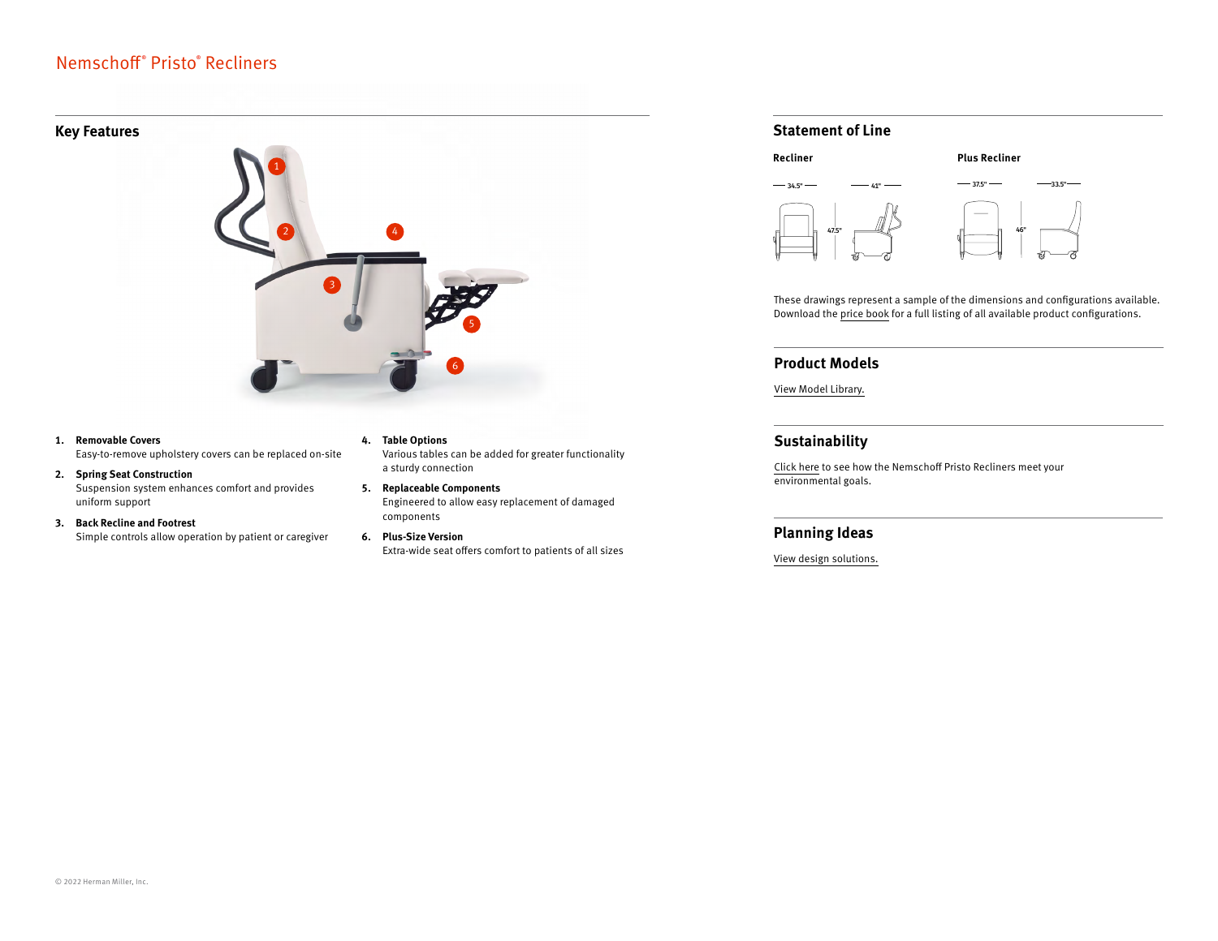# Nemschoff® Pristo® Recliners

## Key Features

1. **Removable Covers**
   Easy-to-remove upholstery covers can be replaced on-site
2. **Spring Seat Construction**
   Suspension system enhances comfort and provides uniform support
3. **Back Recline and Footrest**
   Simple controls allow operation by patient or caregiver
4. **Table Options**
   Various tables can be added for greater functionality a sturdy connection
5. **Replaceable Components**
   Engineered to allow easy replacement of damaged components
6. **Plus-Size Version**
   Extra-wide seat offers comfort to patients of all sizes

## Statement of Line

**Recliner**

34.5"
41"
47.5"

**Plus Recliner**

37.5"
33.5"
46"

These drawings represent a sample of the dimensions and configurations available. Download the price book for a full listing of all available product configurations.

## Product Models

View Model Library.

## Sustainability

Click here to see how the Nemschoff Pristo Recliners meet your environmental goals.

## Planning Ideas

View design solutions.

© 2022 Herman Miller, Inc.